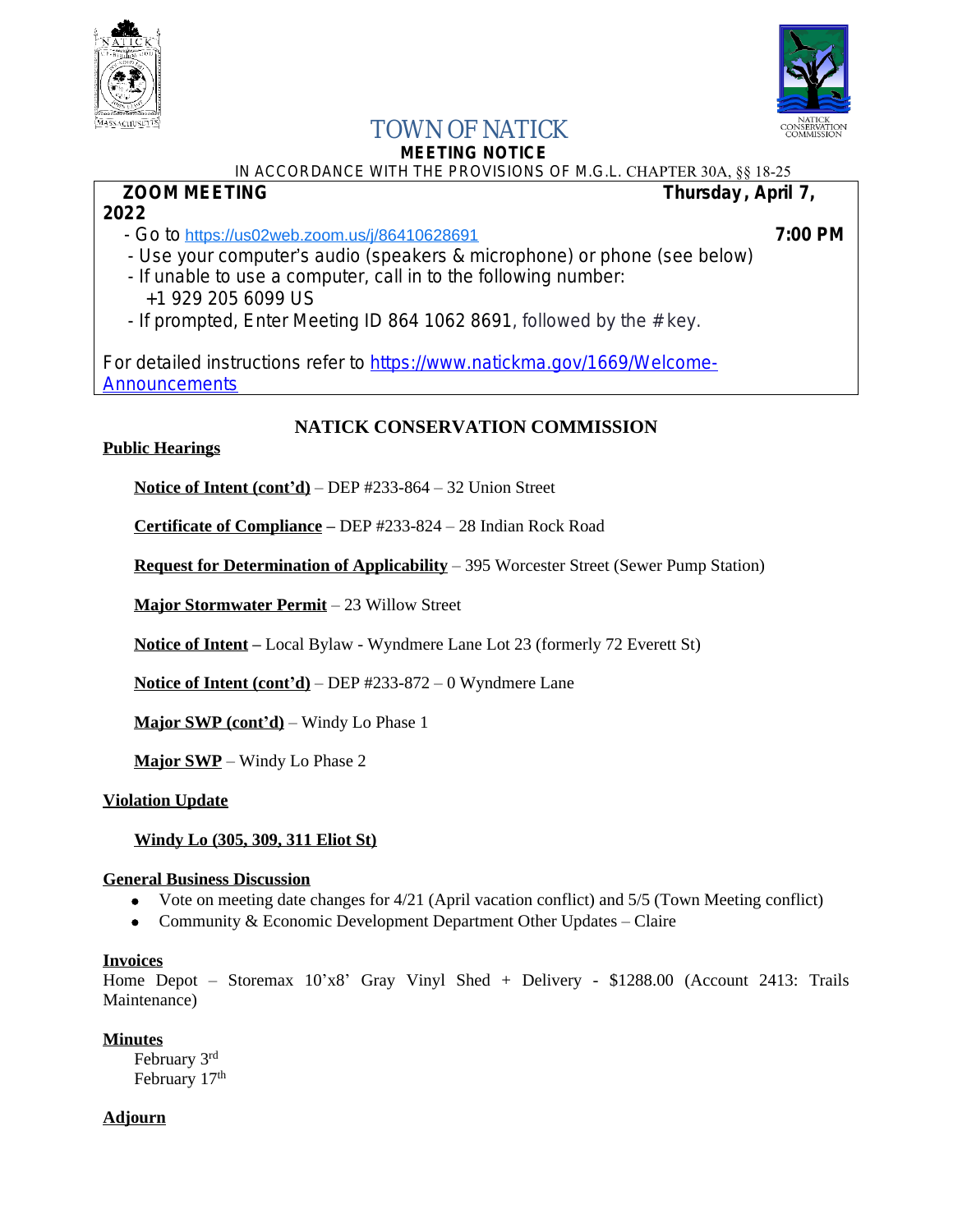# TOWN OF NATICK

**MEETING NOTICE**

IN ACCORDANCE WITH THE PROVISIONS OF M.G.L. CHAPTER 30A, §§ 18-25

**ZOOM MEETING** **Thursday, April 7, 2022**

- Go to https://us02web.zoom.us/j/86410628691 **7:00 PM**
- Use your computer's audio (speakers & microphone) or phone (see below)
- If unable to use a computer, call in to the following number:
  +1 929 205 6099 US
- If prompted, Enter Meeting ID 864 1062 8691, followed by the # key.

For detailed instructions refer to https://www.natickma.gov/1669/Welcome-Announcements

## NATICK CONSERVATION COMMISSION

**Public Hearings**

**Notice of Intent (cont'd)** – DEP #233-864 – 32 Union Street

**Certificate of Compliance** – DEP #233-824 – 28 Indian Rock Road

**Request for Determination of Applicability** – 395 Worcester Street (Sewer Pump Station)

**Major Stormwater Permit** – 23 Willow Street

**Notice of Intent** – Local Bylaw - Wyndmere Lane Lot 23 (formerly 72 Everett St)

**Notice of Intent (cont'd)** – DEP #233-872 – 0 Wyndmere Lane

**Major SWP (cont'd)** – Windy Lo Phase 1

**Major SWP** – Windy Lo Phase 2

**Violation Update**

**Windy Lo (305, 309, 311 Eliot St)**

**General Business Discussion**

- Vote on meeting date changes for 4/21 (April vacation conflict) and 5/5 (Town Meeting conflict)
- Community & Economic Development Department Other Updates – Claire

**Invoices**

Home Depot – Storemax 10'x8' Gray Vinyl Shed + Delivery - $1288.00 (Account 2413: Trails Maintenance)

**Minutes**

February 3rd
February 17th

**Adjourn**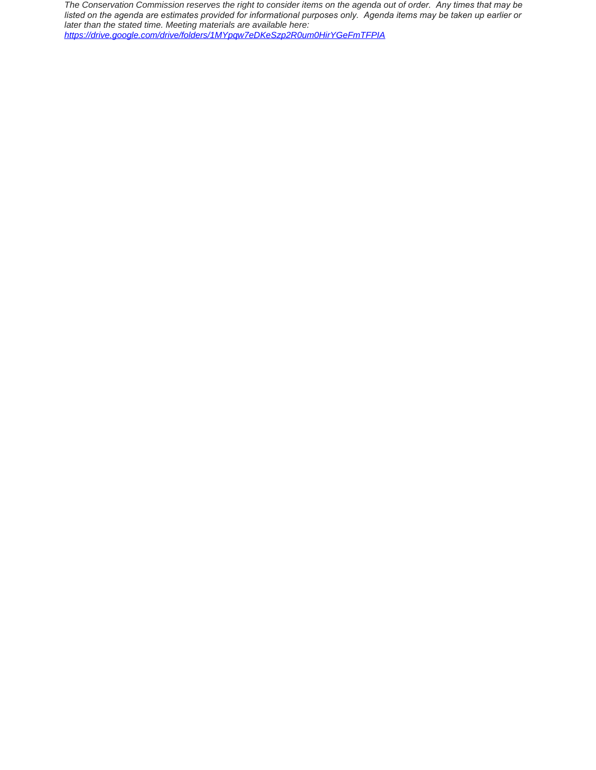*The Conservation Commission reserves the right to consider items on the agenda out of order. Any times that may be listed on the agenda are estimates provided for informational purposes only. Agenda items may be taken up earlier or later than the stated time. Meeting materials are available here:*
*https://drive.google.com/drive/folders/1MYpqw7eDKeSzp2R0um0HirYGeFmTFPIA*